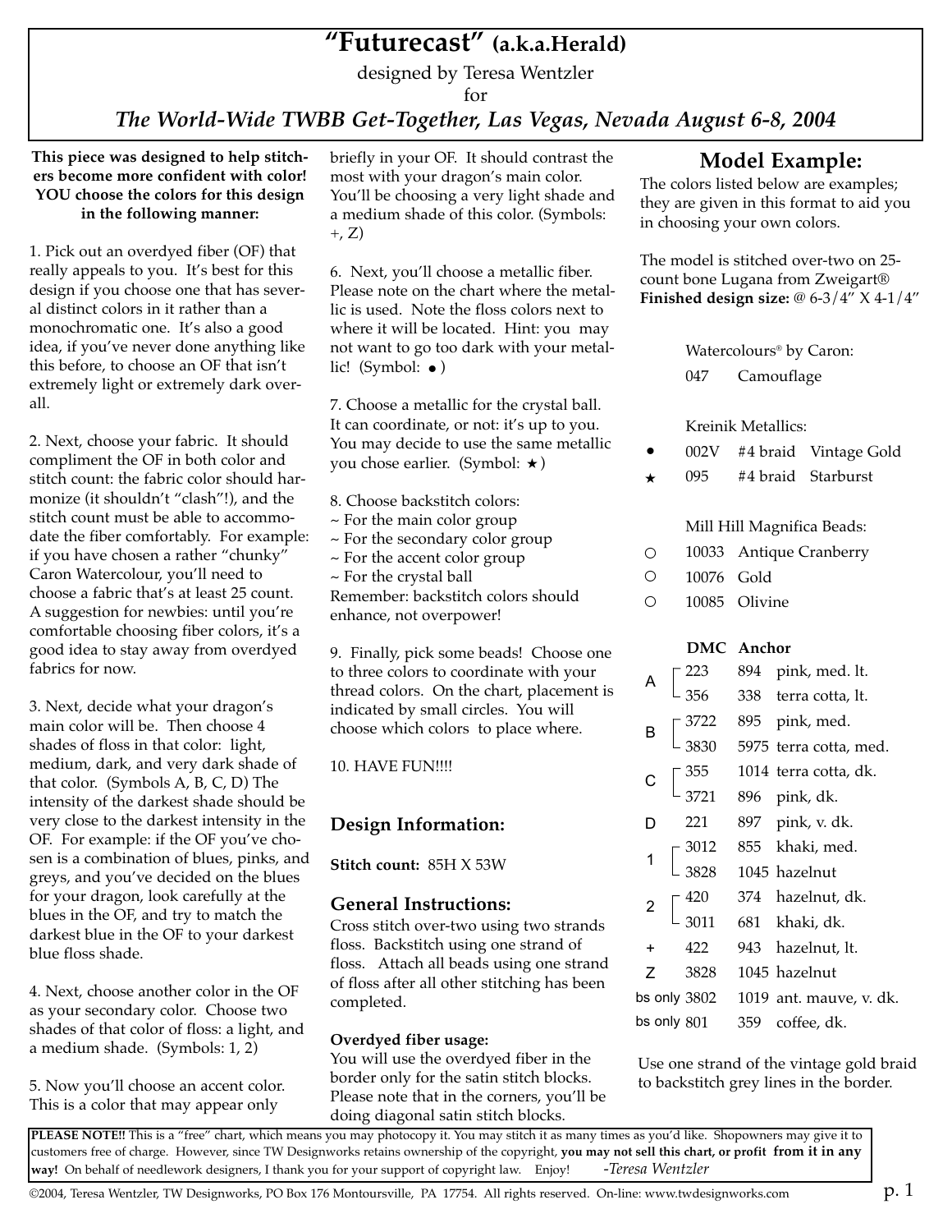# "Futurecast" (a.k.a.Herald)

designed by Teresa Wentzler

for

*The World-Wide TWBB Get-Together, Las Vegas, Nevada August 6-8, 2004*

**This piece was designed to help stitchers become more confident with color! YOU choose the colors for this design in the following manner:**

1. Pick out an overdyed fiber (OF) that really appeals to you. It's best for this design if you choose one that has several distinct colors in it rather than a monochromatic one. It's also a good idea, if you've never done anything like this before, to choose an OF that isn't extremely light or extremely dark overall.

2. Next, choose your fabric. It should compliment the OF in both color and stitch count: the fabric color should harmonize (it shouldn't "clash"!), and the stitch count must be able to accommodate the fiber comfortably. For example: if you have chosen a rather "chunky" Caron Watercolour, you'll need to choose a fabric that's at least 25 count. A suggestion for newbies: until you're comfortable choosing fiber colors, it's a good idea to stay away from overdyed fabrics for now.

3. Next, decide what your dragon's main color will be. Then choose 4 shades of floss in that color: light, medium, dark, and very dark shade of that color. (Symbols A, B, C, D) The intensity of the darkest shade should be very close to the darkest intensity in the OF. For example: if the OF you've chosen is a combination of blues, pinks, and greys, and you've decided on the blues for your dragon, look carefully at the blues in the OF, and try to match the darkest blue in the OF to your darkest blue floss shade.

4. Next, choose another color in the OF as your secondary color. Choose two shades of that color of floss: a light, and a medium shade. (Symbols: 1, 2)

5. Now you'll choose an accent color. This is a color that may appear only briefly in your OF. It should contrast the most with your dragon's main color. You'll be choosing a very light shade and a medium shade of this color. (Symbols: +, Z)

6. Next, you'll choose a metallic fiber. Please note on the chart where the metallic is used. Note the floss colors next to where it will be located. Hint: you may not want to go too dark with your metallic! (Symbol: ●)

7. Choose a metallic for the crystal ball. It can coordinate, or not: it's up to you. You may decide to use the same metallic you chose earlier. (Symbol: ★)

8. Choose backstitch colors:
~ For the main color group
~ For the secondary color group
~ For the accent color group
~ For the crystal ball
Remember: backstitch colors should enhance, not overpower!

9. Finally, pick some beads! Choose one to three colors to coordinate with your thread colors. On the chart, placement is indicated by small circles. You will choose which colors to place where.

10. HAVE FUN!!!!

## Design Information:

**Stitch count:** 85H X 53W

## General Instructions:

Cross stitch over-two using two strands floss. Backstitch using one strand of floss. Attach all beads using one strand of floss after all other stitching has been completed.

**Overdyed fiber usage:**
You will use the overdyed fiber in the border only for the satin stitch blocks. Please note that in the corners, you'll be doing diagonal satin stitch blocks.

## Model Example:

The colors listed below are examples; they are given in this format to aid you in choosing your own colors.

The model is stitched over-two on 25-count bone Lugana from Zweigart®
**Finished design size:** @ 6-3/4" X 4-1/4"

Watercolours® by Caron:
047 Camouflage

Kreinik Metallics:

| Symbol | No. | Type | Color |
|---|---|---|---|
| ● | 002V | #4 braid | Vintage Gold |
| ★ | 095 | #4 braid | Starburst |

Mill Hill Magnifica Beads:

| Symbol | No. | Color |
|---|---|---|
| ○ | 10033 | Antique Cranberry |
| ○ | 10076 | Gold |
| ○ | 10085 | Olivine |

| Symbol | DMC | Anchor | Color |
|---|---|---|---|
| A | 223 | 894 | pink, med. lt. |
| | 356 | 338 | terra cotta, lt. |
| B | 3722 | 895 | pink, med. |
| | 3830 | 5975 | terra cotta, med. |
| C | 355 | 1014 | terra cotta, dk. |
| | 3721 | 896 | pink, dk. |
| D | 221 | 897 | pink, v. dk. |
| 1 | 3012 | 855 | khaki, med. |
| | 3828 | 1045 | hazelnut |
| 2 | 420 | 374 | hazelnut, dk. |
| | 3011 | 681 | khaki, dk. |
| + | 422 | 943 | hazelnut, lt. |
| Z | 3828 | 1045 | hazelnut |
| bs only | 3802 | 1019 | ant. mauve, v. dk. |
| bs only | 801 | 359 | coffee, dk. |

Use one strand of the vintage gold braid to backstitch grey lines in the border.

**PLEASE NOTE!!** This is a "free" chart, which means you may photocopy it. You may stitch it as many times as you'd like. Shopowners may give it to customers free of charge. However, since TW Designworks retains ownership of the copyright, **you may not sell this chart, or profit from it in any way!** On behalf of needlework designers, I thank you for your support of copyright law. Enjoy! *-Teresa Wentzler*

©2004, Teresa Wentzler, TW Designworks, PO Box 176 Montoursville, PA 17754. All rights reserved. On-line: www.twdesignworks.com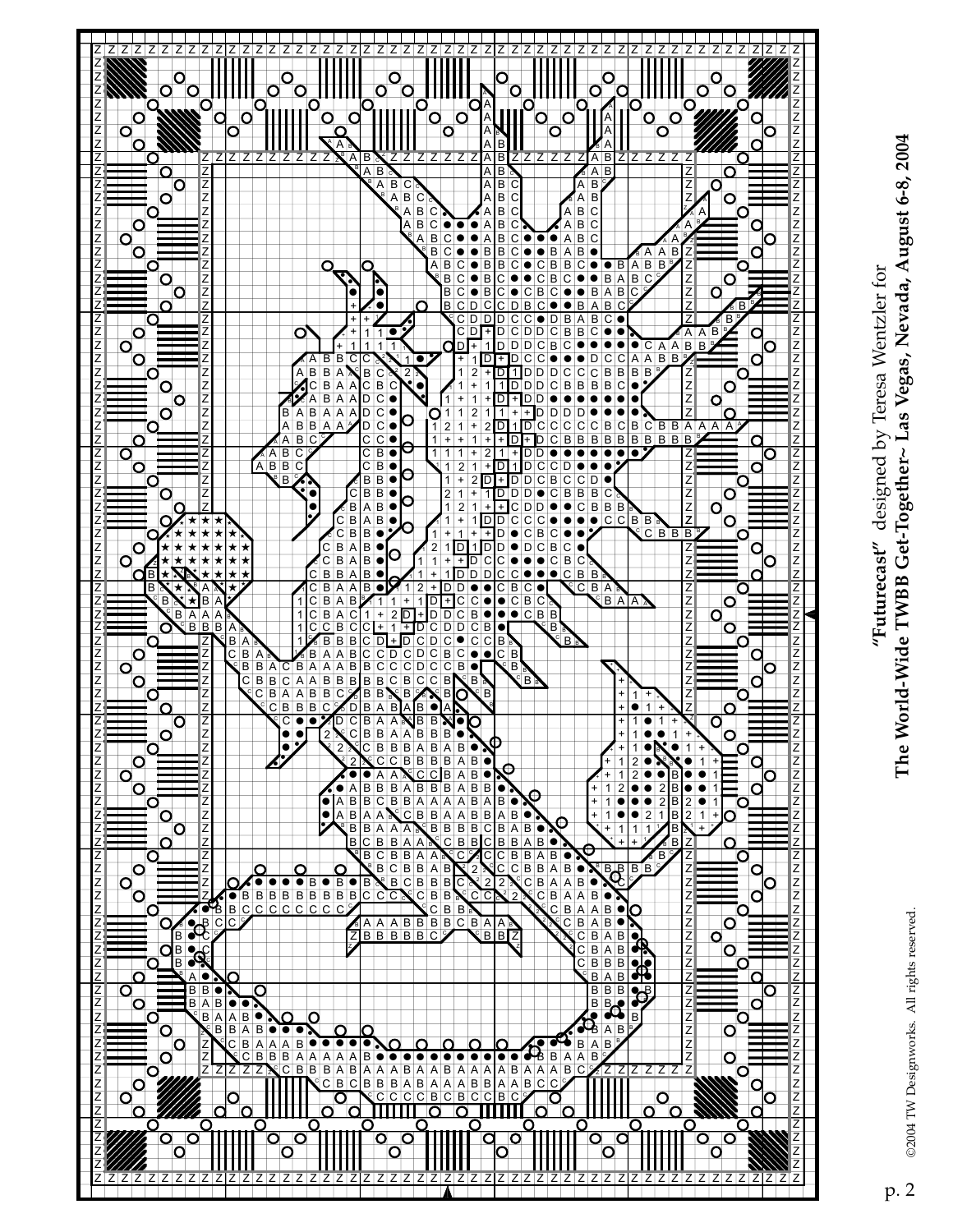***"Futurecast"*** designed by Teresa Wentzler for
**The World-Wide TWBB Get-Together~ Las Vegas, Nevada, August 6-8, 2004**

©2004 TW Designworks. All rights reserved.